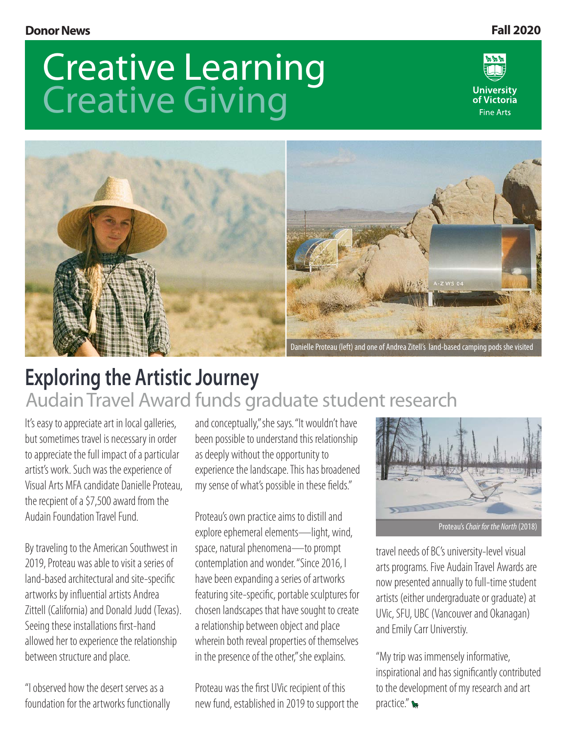Donor News

Fall 2020

# Creative Learning Creative Giving

University of Victoria Fine Arts

Danielle Proteau (left) and one of Andrea Zitell's land-based camping pods she visited

## Exploring the Artistic Journey

### Audain Travel Award funds graduate student research

It's easy to appreciate art in local galleries, but sometimes travel is necessary in order to appreciate the full impact of a particular artist's work. Such was the experience of Visual Arts MFA candidate Danielle Proteau, the recpient of a $7,500 award from the Audain Foundation Travel Fund.

By traveling to the American Southwest in 2019, Proteau was able to visit a series of land-based architectural and site-specific artworks by influential artists Andrea Zittell (California) and Donald Judd (Texas). Seeing these installations first-hand allowed her to experience the relationship between structure and place.

"I observed how the desert serves as a foundation for the artworks functionally and conceptually," she says. "It wouldn't have been possible to understand this relationship as deeply without the opportunity to experience the landscape. This has broadened my sense of what's possible in these fields."

Proteau's own practice aims to distill and explore ephemeral elements—light, wind, space, natural phenomena—to prompt contemplation and wonder. "Since 2016, I have been expanding a series of artworks featuring site-specific, portable sculptures for chosen landscapes that have sought to create a relationship between object and place wherein both reveal properties of themselves in the presence of the other," she explains.

Proteau was the first UVic recipient of this new fund, established in 2019 to support the travel needs of BC's university-level visual arts programs. Five Audain Travel Awards are now presented annually to full-time student artists (either undergraduate or graduate) at UVic, SFU, UBC (Vancouver and Okanagan) and Emily Carr Universtiy.

Proteau's *Chair for the North* (2018)

"My trip was immensely informative, inspirational and has significantly contributed to the development of my research and art practice."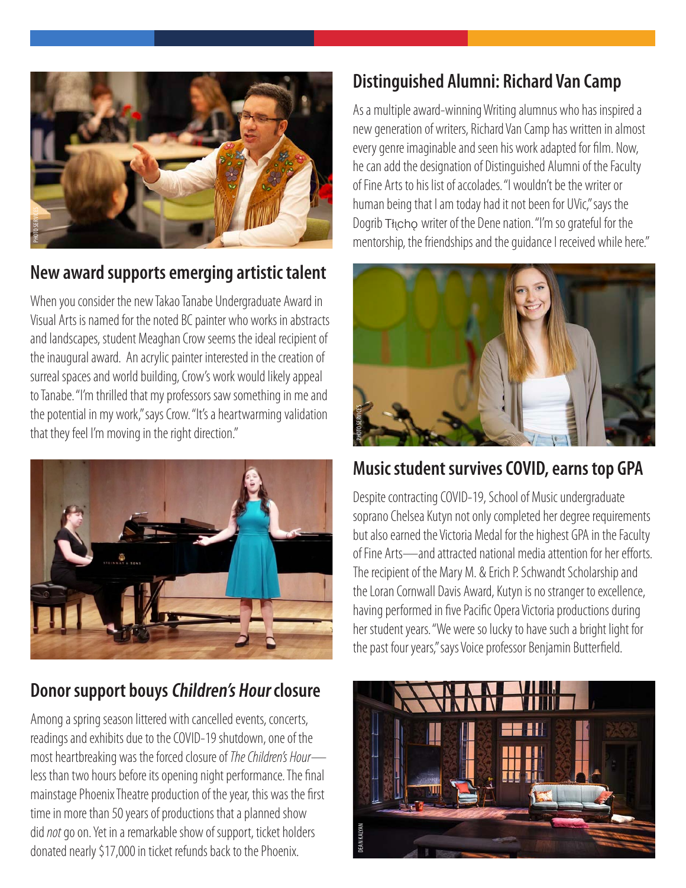## New award supports emerging artistic talent

When you consider the new Takao Tanabe Undergraduate Award in Visual Arts is named for the noted BC painter who works in abstracts and landscapes, student Meaghan Crow seems the ideal recipient of the inaugural award. An acrylic painter interested in the creation of surreal spaces and world building, Crow's work would likely appeal to Tanabe. "I'm thrilled that my professors saw something in me and the potential in my work," says Crow. "It's a heartwarming validation that they feel I'm moving in the right direction."

## Donor support bouys *Children's Hour* closure

Among a spring season littered with cancelled events, concerts, readings and exhibits due to the COVID-19 shutdown, one of the most heartbreaking was the forced closure of *The Children's Hour*—less than two hours before its opening night performance. The final mainstage Phoenix Theatre production of the year, this was the first time in more than 50 years of productions that a planned show did *not* go on. Yet in a remarkable show of support, ticket holders donated nearly $17,000 in ticket refunds back to the Phoenix.

## Distinguished Alumni: Richard Van Camp

As a multiple award-winning Writing alumnus who has inspired a new generation of writers, Richard Van Camp has written in almost every genre imaginable and seen his work adapted for film. Now, he can add the designation of Distinguished Alumni of the Faculty of Fine Arts to his list of accolades. "I wouldn't be the writer or human being that I am today had it not been for UVic," says the Dogrib Tłı̨chǫ writer of the Dene nation. "I'm so grateful for the mentorship, the friendships and the guidance I received while here."

## Music student survives COVID, earns top GPA

Despite contracting COVID-19, School of Music undergraduate soprano Chelsea Kutyn not only completed her degree requirements but also earned the Victoria Medal for the highest GPA in the Faculty of Fine Arts—and attracted national media attention for her efforts. The recipient of the Mary M. & Erich P. Schwandt Scholarship and the Loran Cornwall Davis Award, Kutyn is no stranger to excellence, having performed in five Pacific Opera Victoria productions during her student years. "We were so lucky to have such a bright light for the past four years," says Voice professor Benjamin Butterfield.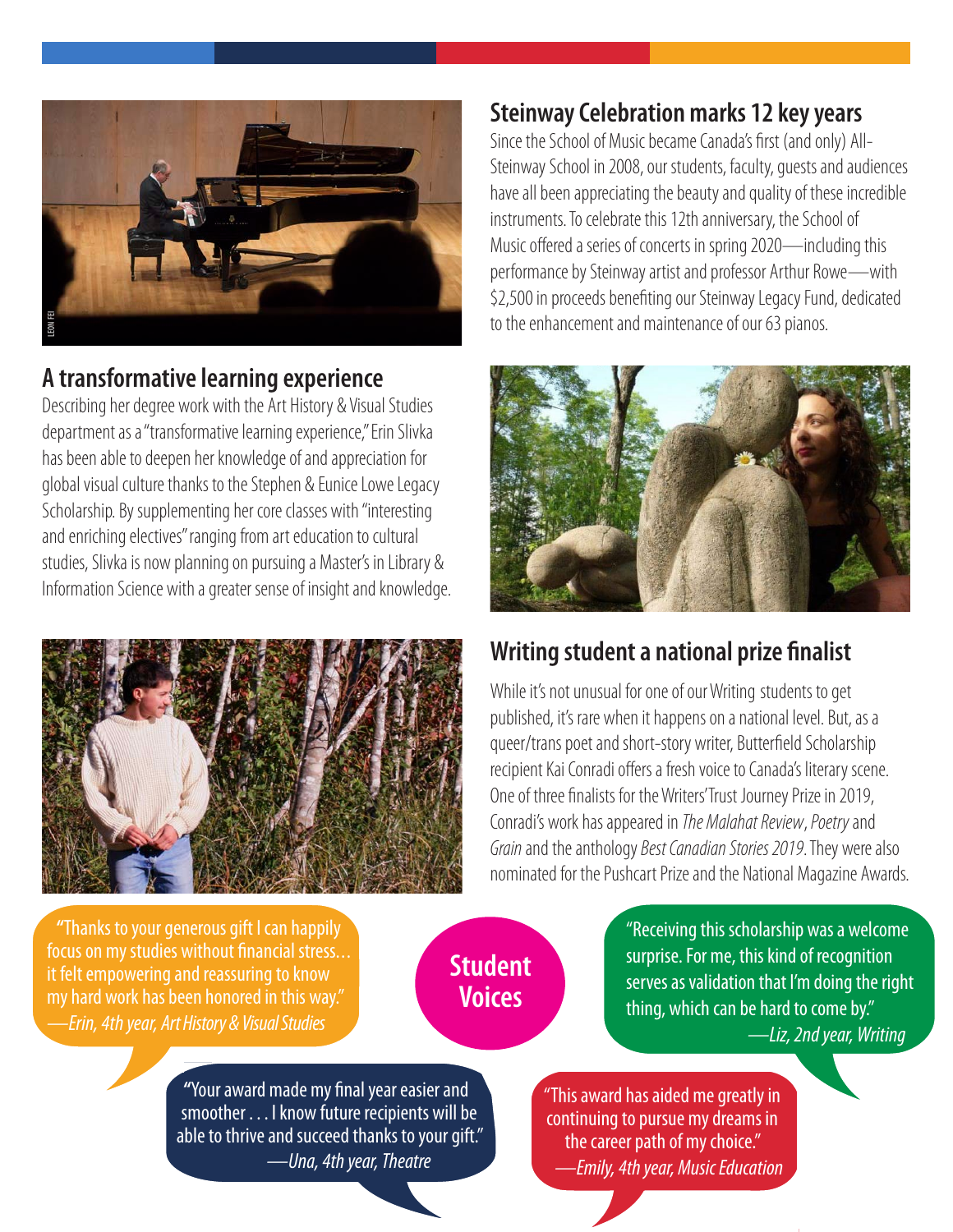## Steinway Celebration marks 12 key years

Since the School of Music became Canada's first (and only) All-Steinway School in 2008, our students, faculty, guests and audiences have all been appreciating the beauty and quality of these incredible instruments. To celebrate this 12th anniversary, the School of Music offered a series of concerts in spring 2020—including this performance by Steinway artist and professor Arthur Rowe—with $2,500 in proceeds benefiting our Steinway Legacy Fund, dedicated to the enhancement and maintenance of our 63 pianos.

## A transformative learning experience

Describing her degree work with the Art History & Visual Studies department as a "transformative learning experience," Erin Slivka has been able to deepen her knowledge of and appreciation for global visual culture thanks to the Stephen & Eunice Lowe Legacy Scholarship. By supplementing her core classes with "interesting and enriching electives" ranging from art education to cultural studies, Slivka is now planning on pursuing a Master's in Library & Information Science with a greater sense of insight and knowledge.

## Writing student a national prize finalist

While it's not unusual for one of our Writing students to get published, it's rare when it happens on a national level. But, as a queer/trans poet and short-story writer, Butterfield Scholarship recipient Kai Conradi offers a fresh voice to Canada's literary scene. One of three finalists for the Writers' Trust Journey Prize in 2019, Conradi's work has appeared in *The Malahat Review*, *Poetry* and *Grain* and the anthology *Best Canadian Stories 2019*. They were also nominated for the Pushcart Prize and the National Magazine Awards.

## Student Voices

"Thanks to your generous gift I can happily focus on my studies without financial stress… it felt empowering and reassuring to know my hard work has been honored in this way."
*—Erin, 4th year, Art History & Visual Studies*

"Receiving this scholarship was a welcome surprise. For me, this kind of recognition serves as validation that I'm doing the right thing, which can be hard to come by."
*—Liz, 2nd year, Writing*

"Your award made my final year easier and smoother . . . I know future recipients will be able to thrive and succeed thanks to your gift."
*—Una, 4th year, Theatre*

"This award has aided me greatly in continuing to pursue my dreams in the career path of my choice."
*—Emily, 4th year, Music Education*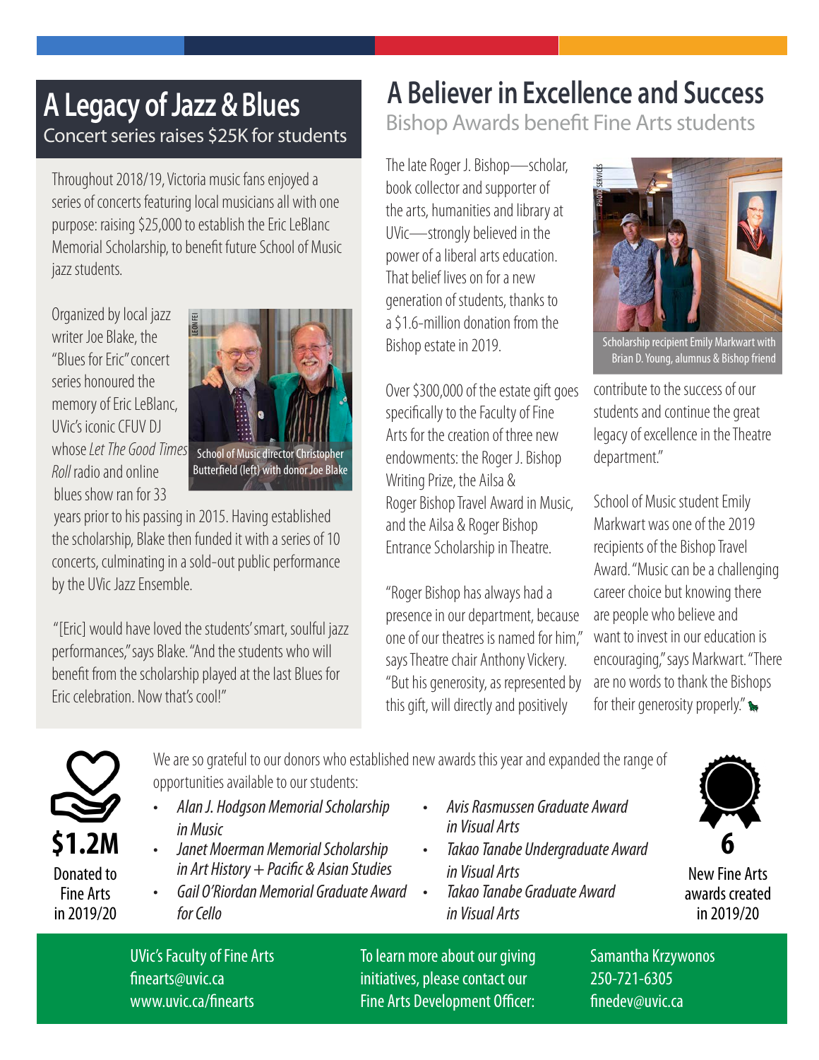## A Legacy of Jazz & Blues

Concert series raises $25K for students

Throughout 2018/19, Victoria music fans enjoyed a series of concerts featuring local musicians all with one purpose: raising $25,000 to establish the Eric LeBlanc Memorial Scholarship, to benefit future School of Music jazz students.

Organized by local jazz writer Joe Blake, the "Blues for Eric" concert series honoured the memory of Eric LeBlanc, UVic's iconic CFUV DJ whose *Let The Good Times Roll* radio and online blues show ran for 33 years prior to his passing in 2015. Having established the scholarship, Blake then funded it with a series of 10 concerts, culminating in a sold-out public performance by the UVic Jazz Ensemble.

LEON FEI

School of Music director Christopher Butterfield (left) with donor Joe Blake

"[Eric] would have loved the students' smart, soulful jazz performances," says Blake. "And the students who will benefit from the scholarship played at the last Blues for Eric celebration. Now that's cool!"

## A Believer in Excellence and Success

Bishop Awards benefit Fine Arts students

The late Roger J. Bishop—scholar, book collector and supporter of the arts, humanities and library at UVic—strongly believed in the power of a liberal arts education. That belief lives on for a new generation of students, thanks to a $1.6-million donation from the Bishop estate in 2019.

PHOTO SERVICES

Scholarship recipient Emily Markwart with Brian D. Young, alumnus & Bishop friend

Over $300,000 of the estate gift goes specifically to the Faculty of Fine Arts for the creation of three new endowments: the Roger J. Bishop Writing Prize, the Ailsa & Roger Bishop Travel Award in Music, and the Ailsa & Roger Bishop Entrance Scholarship in Theatre.

"Roger Bishop has always had a presence in our department, because one of our theatres is named for him," says Theatre chair Anthony Vickery. "But his generosity, as represented by this gift, will directly and positively contribute to the success of our students and continue the great legacy of excellence in the Theatre department."

School of Music student Emily Markwart was one of the 2019 recipients of the Bishop Travel Award. "Music can be a challenging career choice but knowing there are people who believe and want to invest in our education is encouraging," says Markwart. "There are no words to thank the Bishops for their generosity properly."

**$1.2M** Donated to Fine Arts in 2019/20

We are so grateful to our donors who established new awards this year and expanded the range of opportunities available to our students:

- *Alan J. Hodgson Memorial Scholarship in Music*
- *Janet Moerman Memorial Scholarship in Art History + Pacific & Asian Studies*
- *Gail O'Riordan Memorial Graduate Award for Cello*
- *Avis Rasmussen Graduate Award in Visual Arts*
- *Takao Tanabe Undergraduate Award in Visual Arts*
- *Takao Tanabe Graduate Award in Visual Arts*

**6** New Fine Arts awards created in 2019/20

UVic's Faculty of Fine Arts
finearts@uvic.ca
www.uvic.ca/finearts

To learn more about our giving initiatives, please contact our Fine Arts Development Officer:

Samantha Krzywonos
250-721-6305
finedev@uvic.ca